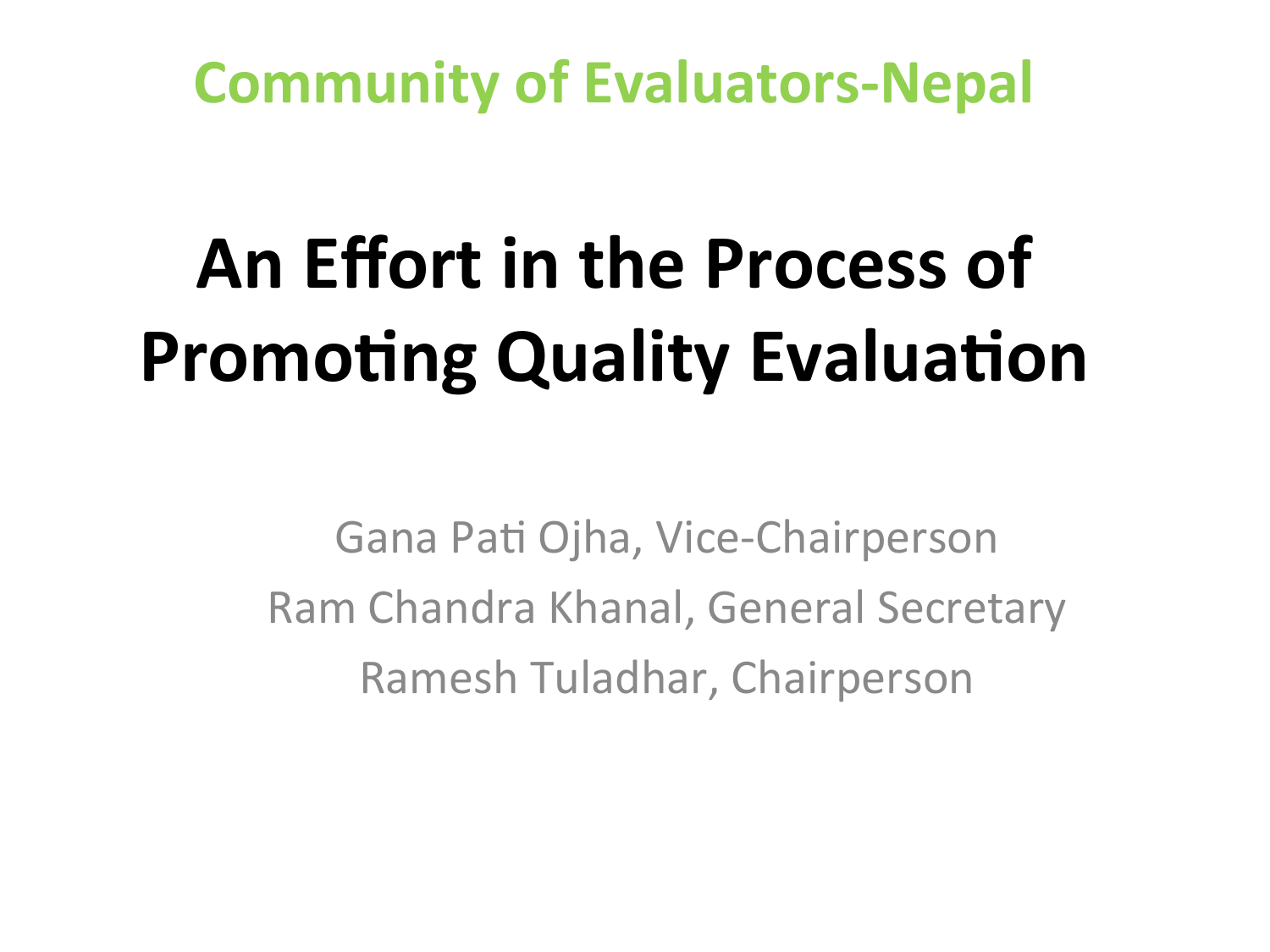**Community of Evaluators-Nepal**

# An Effort in the Process of Promoting Quality Evaluation

Gana Pati Ojha, Vice-Chairperson

Ram Chandra Khanal, General Secretary

Ramesh Tuladhar, Chairperson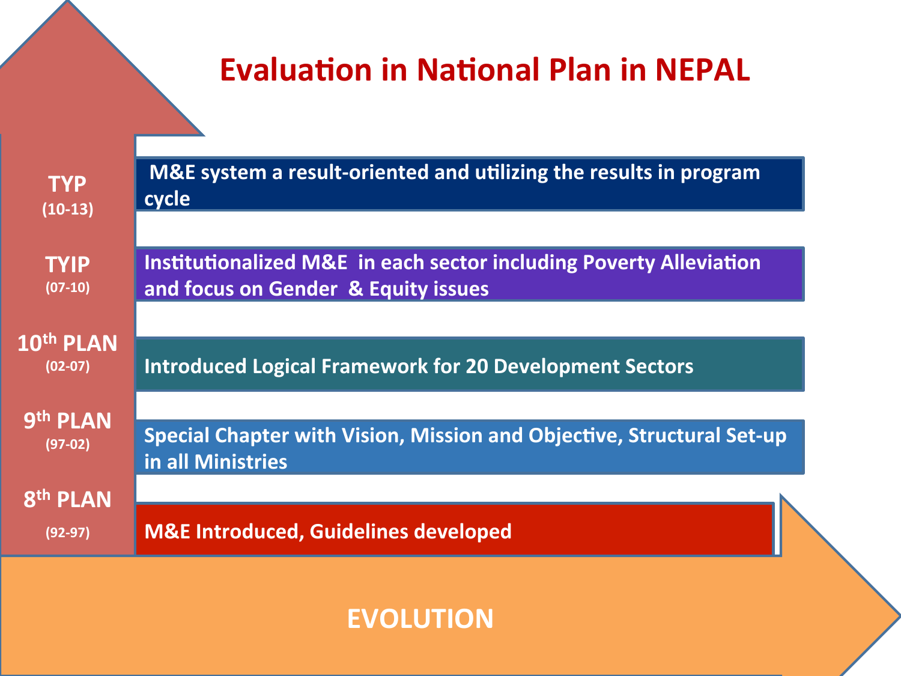# Evaluation in National Plan in NEPAL

| Plan | Description |
| --- | --- |
| TYP (10-13) | M&E system a result-oriented and utilizing the results in program cycle |
| TYIP (07-10) | Institutionalized M&E in each sector including Poverty Alleviation and focus on Gender & Equity issues |
| 10th PLAN (02-07) | Introduced Logical Framework for 20 Development Sectors |
| 9th PLAN (97-02) | Special Chapter with Vision, Mission and Objective, Structural Set-up in all Ministries |
| 8th PLAN (92-97) | M&E Introduced, Guidelines developed |

EVOLUTION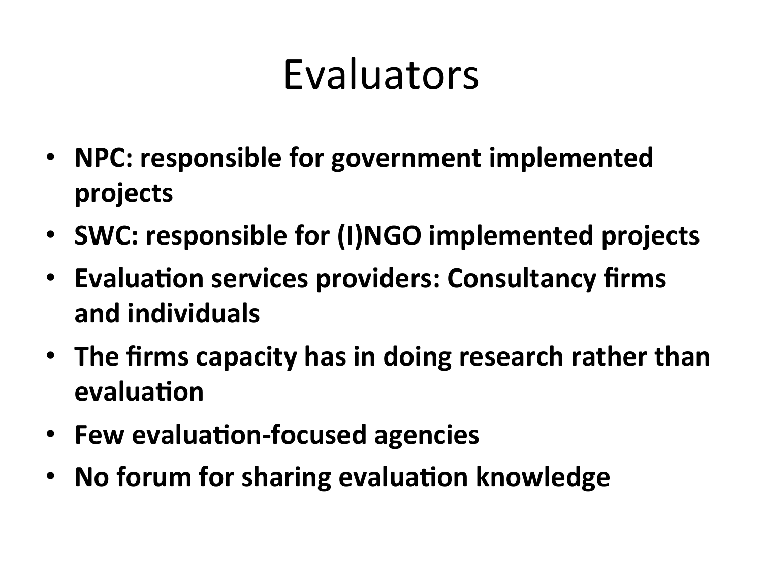# Evaluators

- **NPC: responsible for government implemented projects**
- **SWC: responsible for (I)NGO implemented projects**
- **Evaluation services providers: Consultancy firms and individuals**
- **The firms capacity has in doing research rather than evaluation**
- **Few evaluation-focused agencies**
- **No forum for sharing evaluation knowledge**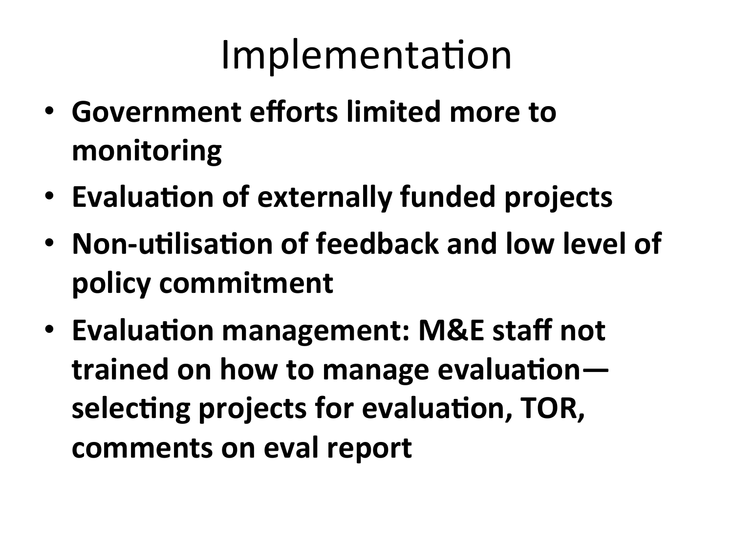# Implementation

- **Government efforts limited more to monitoring**
- **Evaluation of externally funded projects**
- **Non-utilisation of feedback and low level of policy commitment**
- **Evaluation management: M&E staff not trained on how to manage evaluation—selecting projects for evaluation, TOR, comments on eval report**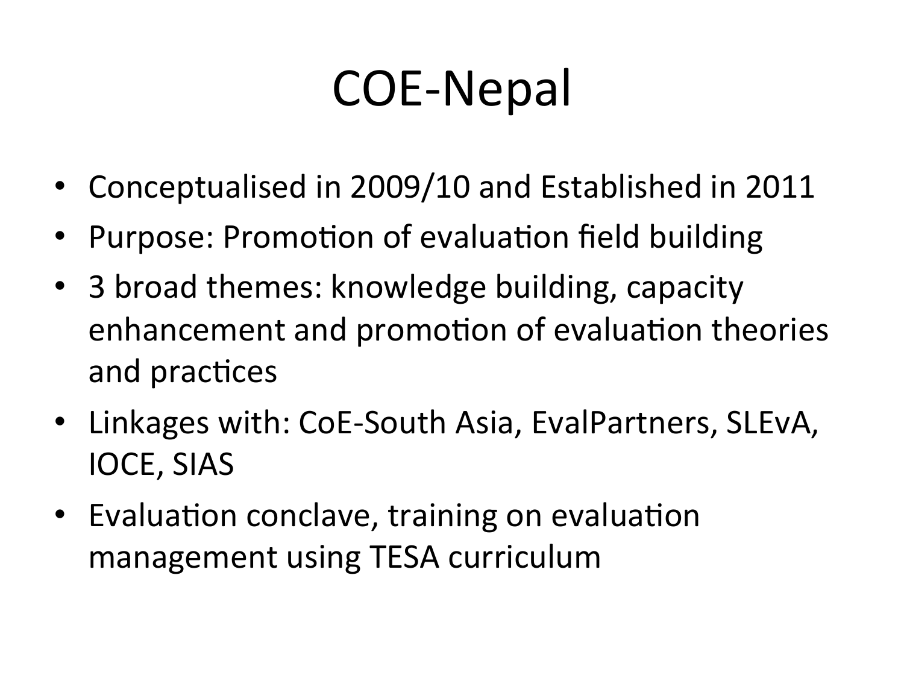# COE-Nepal

- Conceptualised in 2009/10 and Established in 2011
- Purpose: Promotion of evaluation field building
- 3 broad themes: knowledge building, capacity enhancement and promotion of evaluation theories and practices
- Linkages with: CoE-South Asia, EvalPartners, SLEvA, IOCE, SIAS
- Evaluation conclave, training on evaluation management using TESA curriculum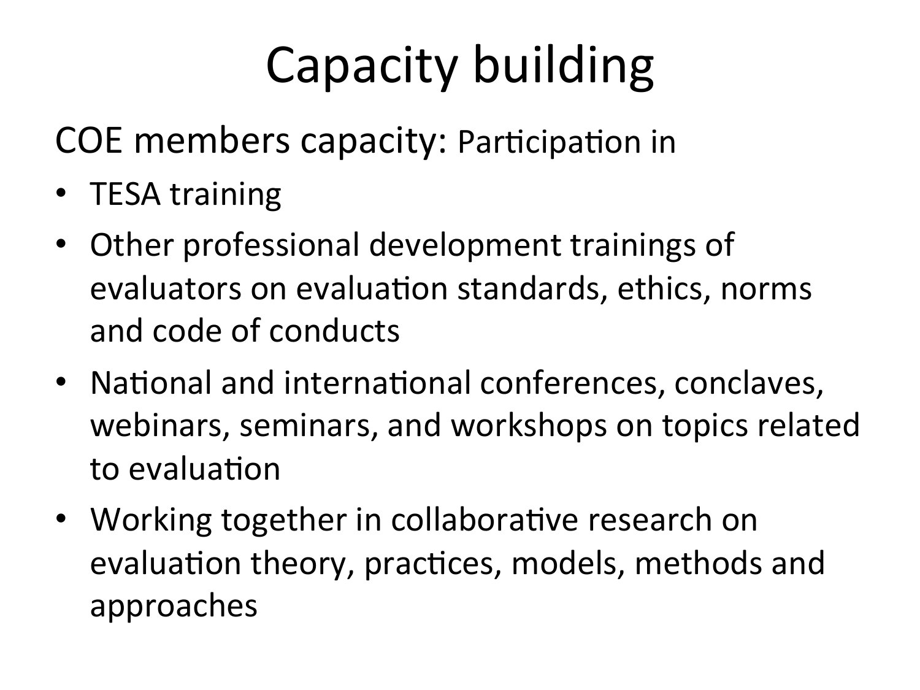# Capacity building

COE members capacity: Participation in

- TESA training
- Other professional development trainings of evaluators on evaluation standards, ethics, norms and code of conducts
- National and international conferences, conclaves, webinars, seminars, and workshops on topics related to evaluation
- Working together in collaborative research on evaluation theory, practices, models, methods and approaches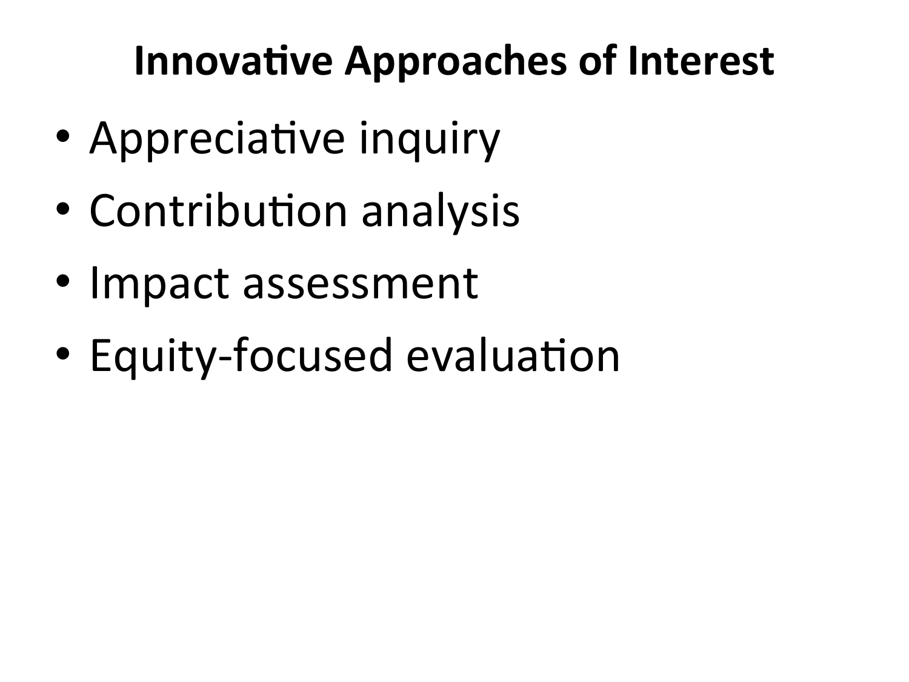# Innovative Approaches of Interest

- Appreciative inquiry
- Contribution analysis
- Impact assessment
- Equity-focused evaluation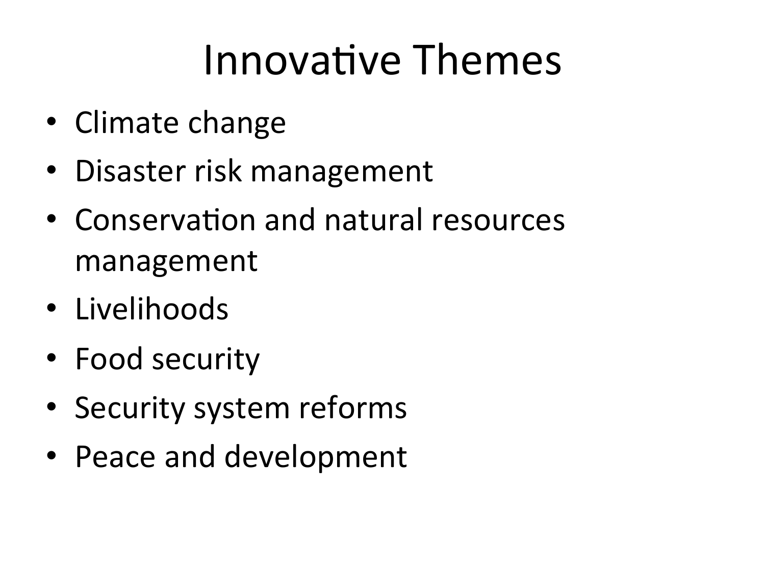# Innovative Themes

- Climate change
- Disaster risk management
- Conservation and natural resources management
- Livelihoods
- Food security
- Security system reforms
- Peace and development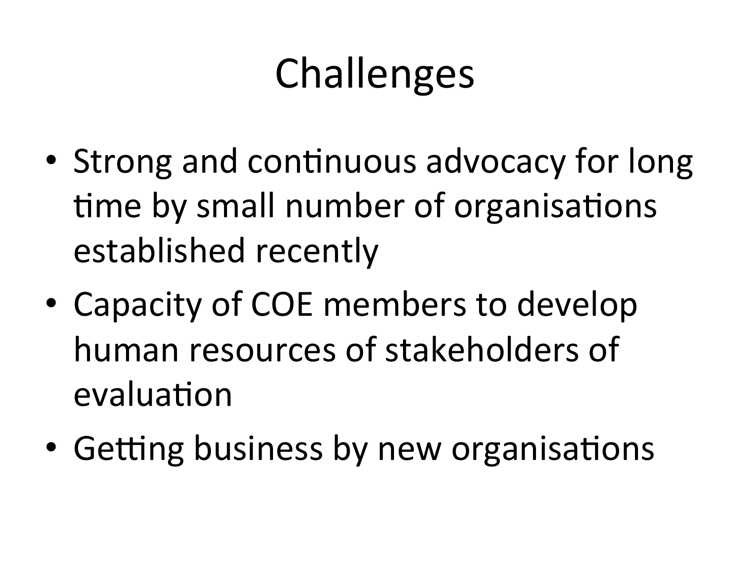# Challenges

- Strong and continuous advocacy for long time by small number of organisations established recently
- Capacity of COE members to develop human resources of stakeholders of evaluation
- Getting business by new organisations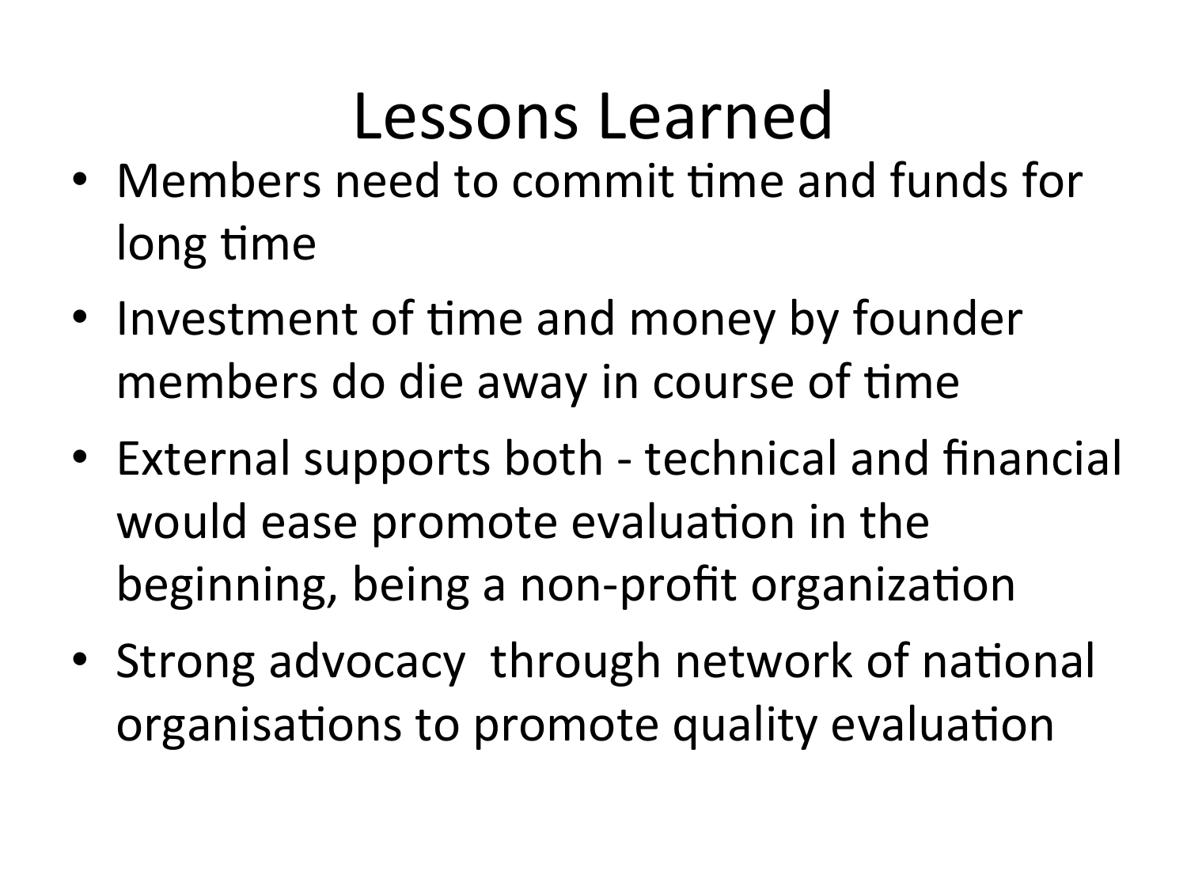# Lessons Learned

- Members need to commit time and funds for long time
- Investment of time and money by founder members do die away in course of time
- External supports both - technical and financial would ease promote evaluation in the beginning, being a non-profit organization
- Strong advocacy through network of national organisations to promote quality evaluation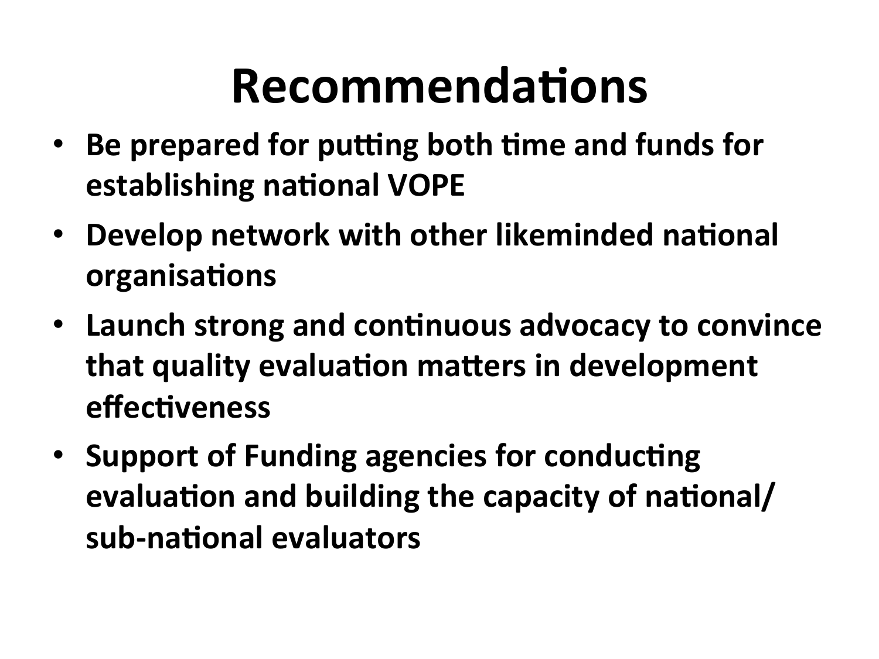# Recommendations

- **Be prepared for putting both time and funds for establishing national VOPE**
- **Develop network with other likeminded national organisations**
- **Launch strong and continuous advocacy to convince that quality evaluation matters in development effectiveness**
- **Support of Funding agencies for conducting evaluation and building the capacity of national/ sub-national evaluators**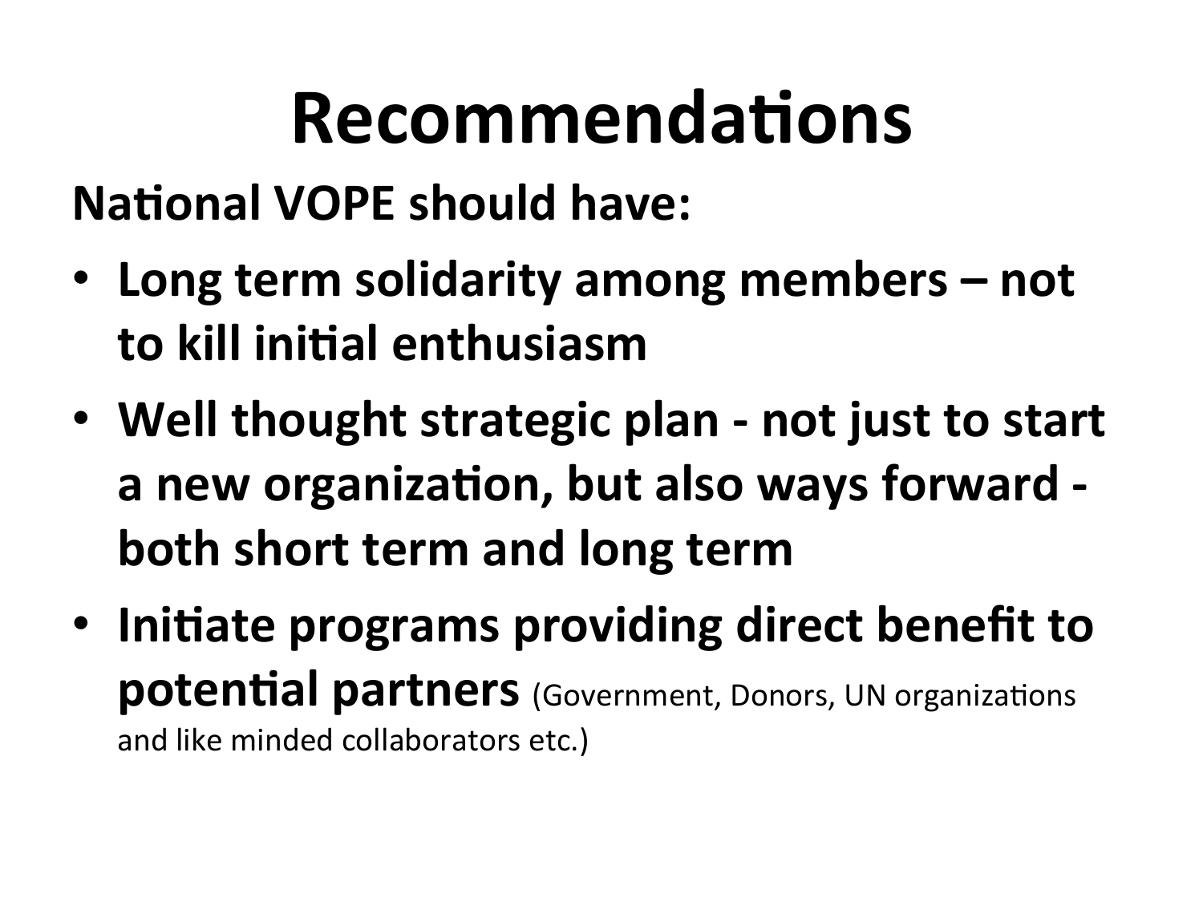# Recommendations

**National VOPE should have:**

- **Long term solidarity among members – not to kill initial enthusiasm**
- **Well thought strategic plan - not just to start a new organization, but also ways forward - both short term and long term**
- **Initiate programs providing direct benefit to potential partners** (Government, Donors, UN organizations and like minded collaborators etc.)